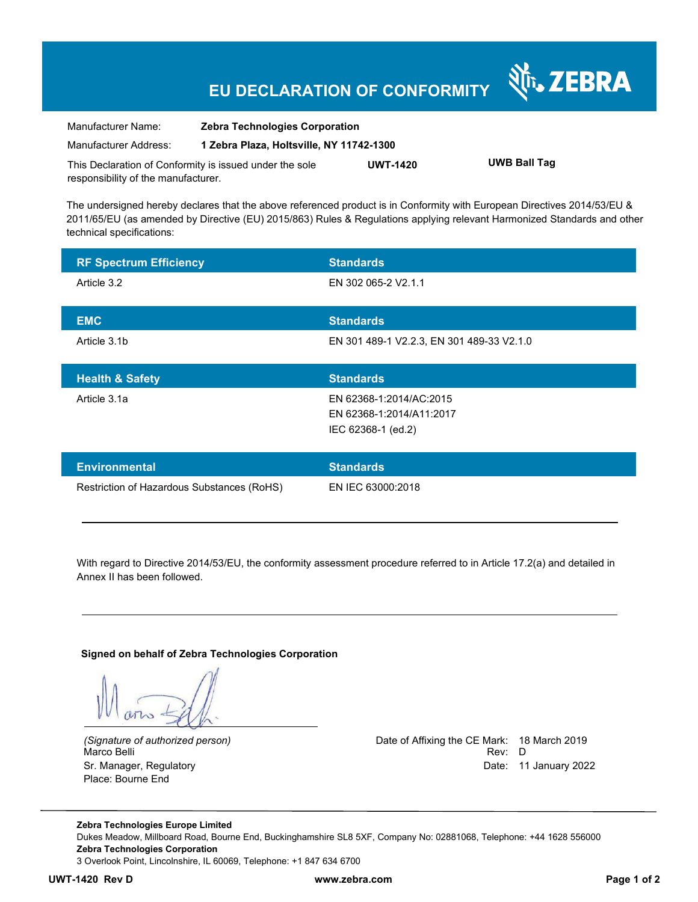# EU DECLARATION OF CONFORMITY

ZEBRA

| | |
|---|---|
| Manufacturer Name: | **Zebra Technologies Corporation** |
| Manufacturer Address: | **1 Zebra Plaza, Holtsville, NY 11742-1300** |

This Declaration of Conformity is issued under the sole responsibility of the manufacturer. **UWT-1420** **UWB Ball Tag**

The undersigned hereby declares that the above referenced product is in Conformity with European Directives 2014/53/EU & 2011/65/EU (as amended by Directive (EU) 2015/863) Rules & Regulations applying relevant Harmonized Standards and other technical specifications:

| RF Spectrum Efficiency | Standards |
|---|---|
| Article 3.2 | EN 302 065-2 V2.1.1 |

| EMC | Standards |
|---|---|
| Article 3.1b | EN 301 489-1 V2.2.3, EN 301 489-33 V2.1.0 |

| Health & Safety | Standards |
|---|---|
| Article 3.1a | EN 62368-1:2014/AC:2015<br>EN 62368-1:2014/A11:2017<br>IEC 62368-1 (ed.2) |

| Environmental | Standards |
|---|---|
| Restriction of Hazardous Substances (RoHS) | EN IEC 63000:2018 |

---

With regard to Directive 2014/53/EU, the conformity assessment procedure referred to in Article 17.2(a) and detailed in Annex II has been followed.

---

**Signed on behalf of Zebra Technologies Corporation**

*(Signature of authorized person)*
Marco Belli
Sr. Manager, Regulatory
Place: Bourne End

Date of Affixing the CE Mark: 18 March 2019
Rev: D
Date: 11 January 2022

---

**Zebra Technologies Europe Limited**
Dukes Meadow, Millboard Road, Bourne End, Buckinghamshire SL8 5XF, Company No: 02881068, Telephone: +44 1628 556000
**Zebra Technologies Corporation**
3 Overlook Point, Lincolnshire, IL 60069, Telephone: +1 847 634 6700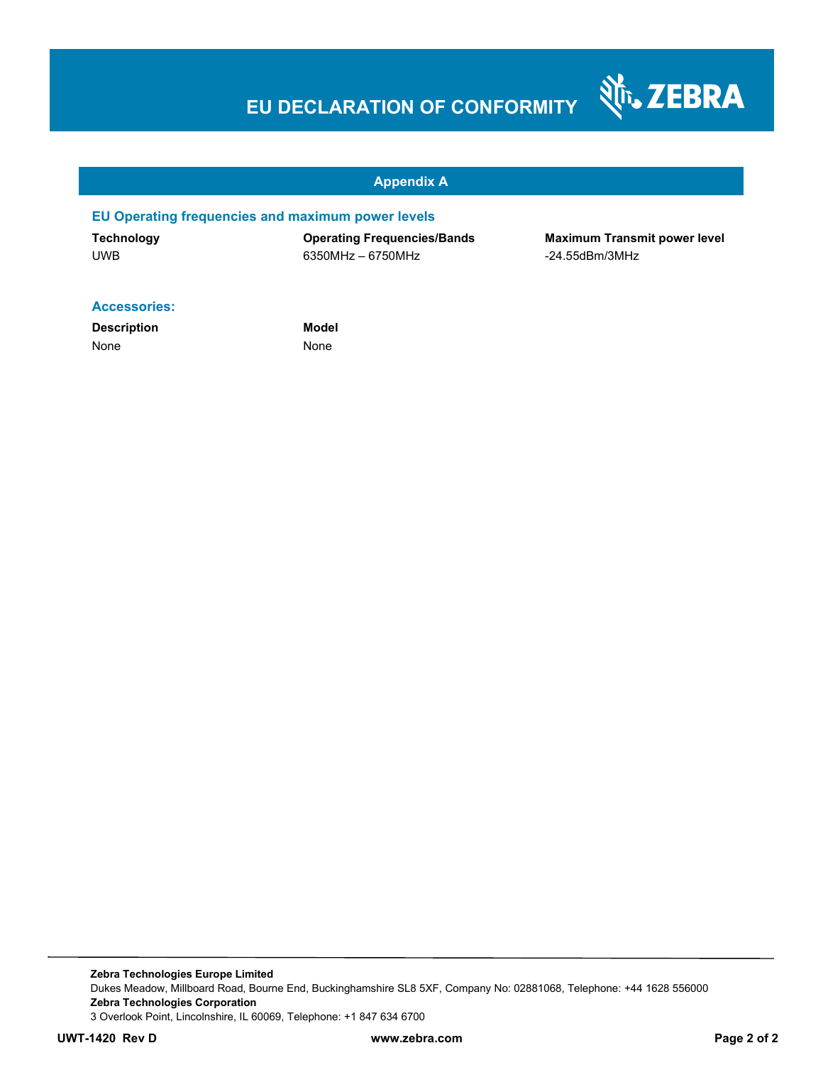# EU DECLARATION OF CONFORMITY

## Appendix A

### EU Operating frequencies and maximum power levels

| Technology | Operating Frequencies/Bands | Maximum Transmit power level |
|---|---|---|
| UWB | 6350MHz – 6750MHz | -24.55dBm/3MHz |

### Accessories:

| Description | Model |
|---|---|
| None | None |

**Zebra Technologies Europe Limited**
Dukes Meadow, Millboard Road, Bourne End, Buckinghamshire SL8 5XF, Company No: 02881068, Telephone: +44 1628 556000
**Zebra Technologies Corporation**
3 Overlook Point, Lincolnshire, IL 60069, Telephone: +1 847 634 6700

**UWT-1420 Rev D** **www.zebra.com**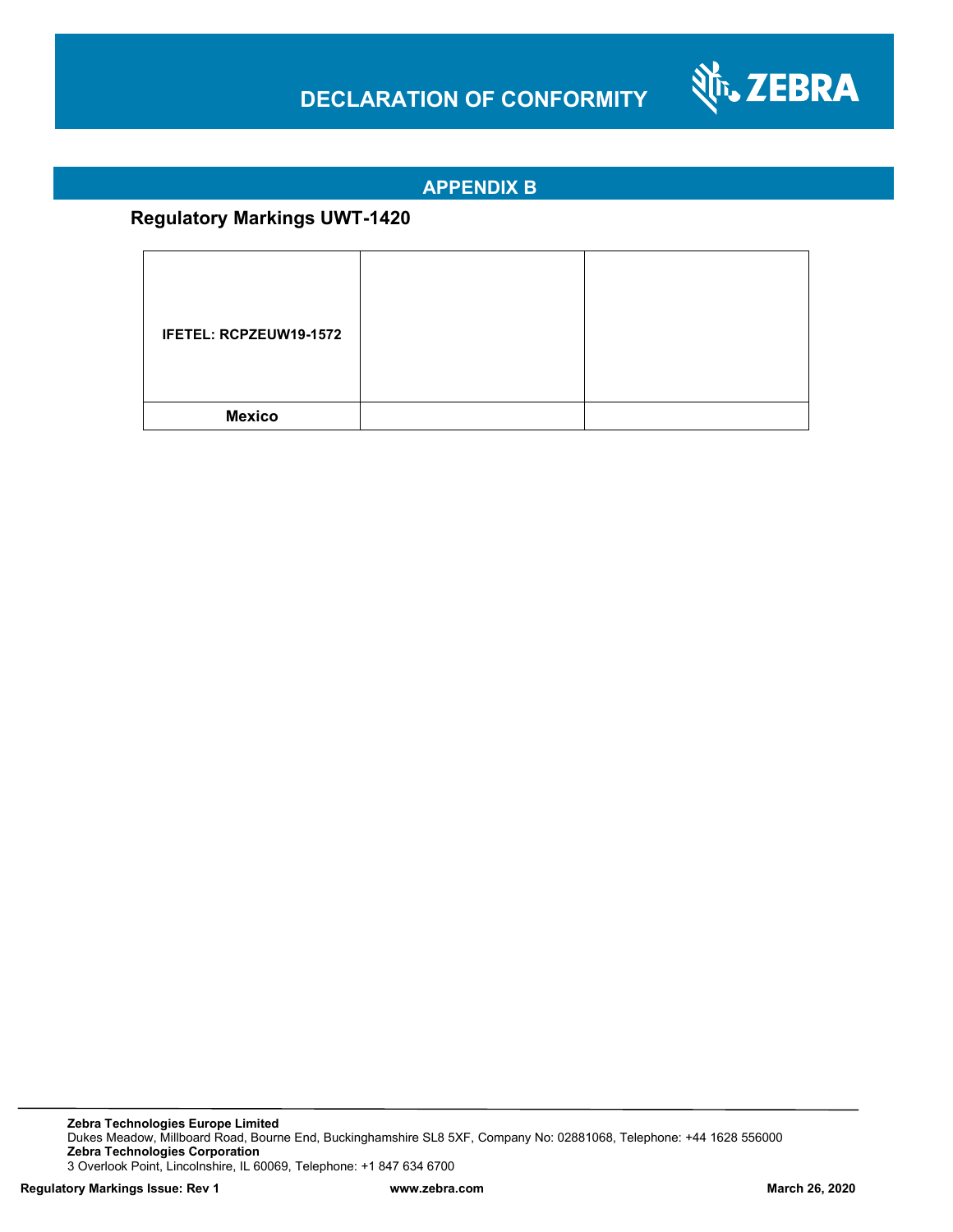# DECLARATION OF CONFORMITY

## APPENDIX B

### Regulatory Markings UWT-1420

| | | |
|---|---|---|
| **IFETEL: RCPZEUW19-1572** | | |
| **Mexico** | | |

**Zebra Technologies Europe Limited**
Dukes Meadow, Millboard Road, Bourne End, Buckinghamshire SL8 5XF, Company No: 02881068, Telephone: +44 1628 556000
**Zebra Technologies Corporation**
3 Overlook Point, Lincolnshire, IL 60069, Telephone: +1 847 634 6700

**Regulatory Markings Issue: Rev 1** **www.zebra.com** **March 26, 2020**